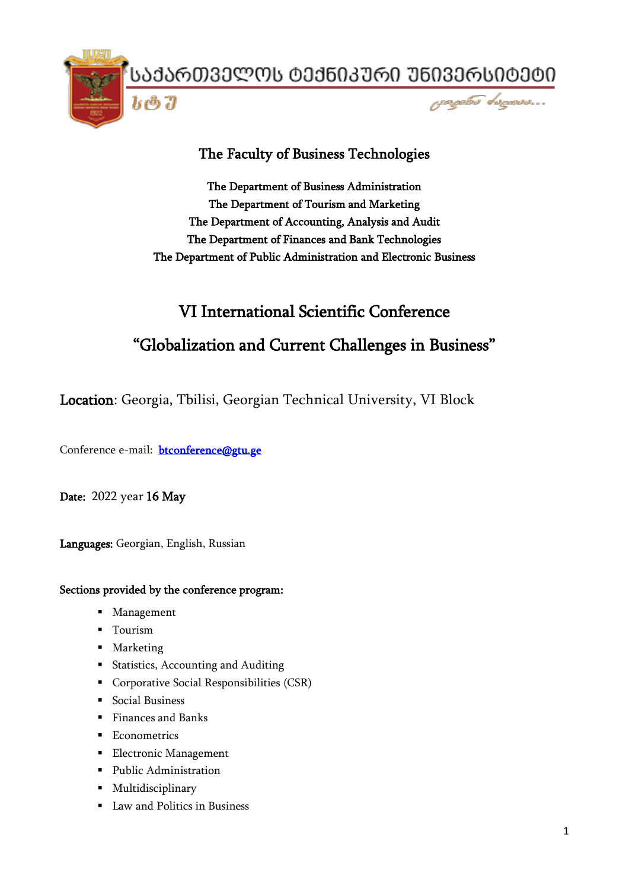საქართველოს ტექნიკური უნივერსიტეტი

სტუ

## The Faculty of Business Technologies

The Department of Business Administration
The Department of Tourism and Marketing
The Department of Accounting, Analysis and Audit
The Department of Finances and Bank Technologies
The Department of Public Administration and Electronic Business

# VI International Scientific Conference

# "Globalization and Current Challenges in Business"

**Location**: Georgia, Tbilisi, Georgian Technical University, VI Block

Conference e-mail: btconference@gtu.ge

**Date:** 2022 year **16 May**

**Languages:** Georgian, English, Russian

**Sections provided by the conference program:**

- Management
- Tourism
- Marketing
- Statistics, Accounting and Auditing
- Corporative Social Responsibilities (CSR)
- Social Business
- Finances and Banks
- Econometrics
- Electronic Management
- Public Administration
- Multidisciplinary
- Law and Politics in Business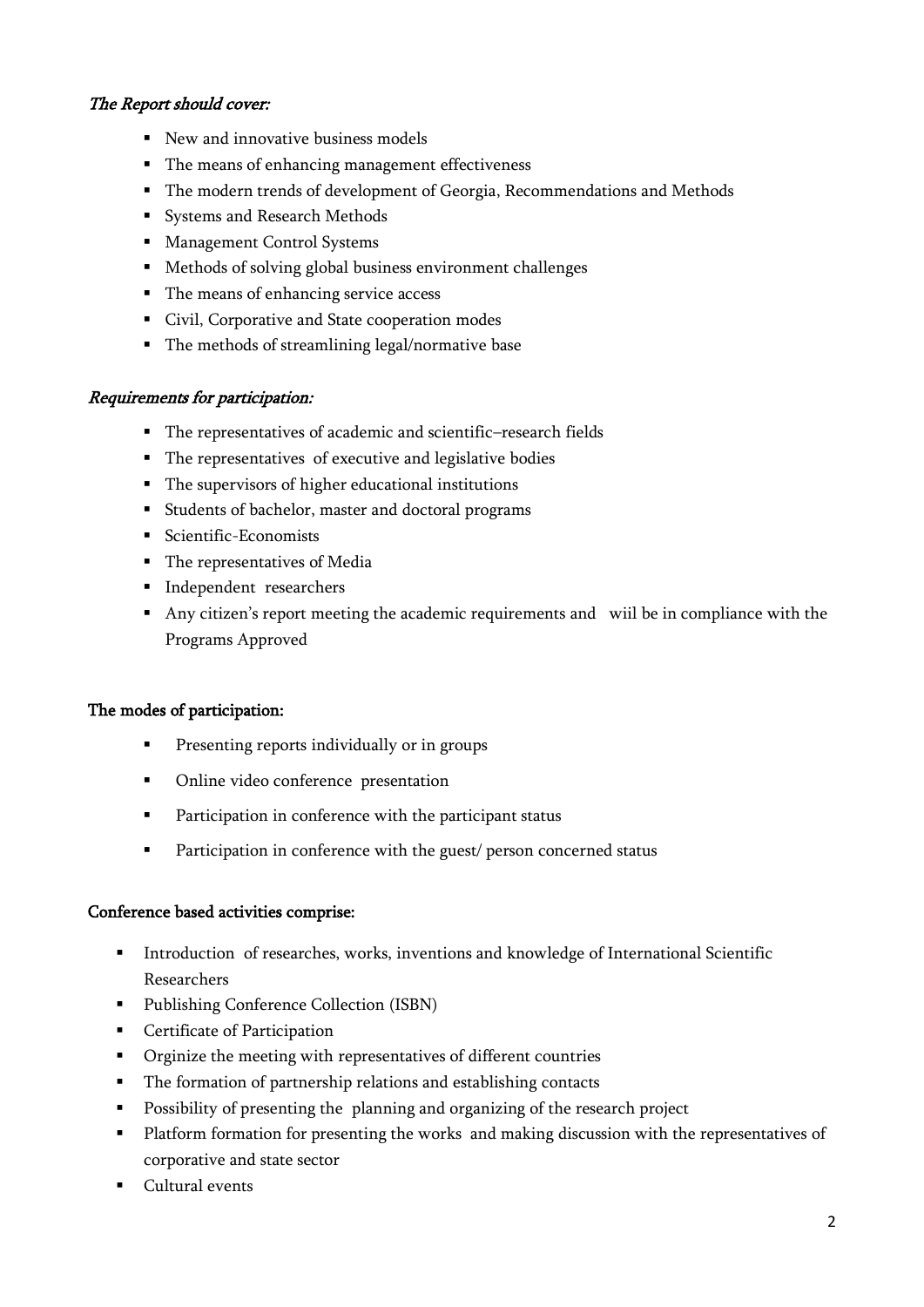*The Report should cover:*

- New and innovative business models
- The means of enhancing management effectiveness
- The modern trends of development of Georgia, Recommendations and Methods
- Systems and Research Methods
- Management Control Systems
- Methods of solving global business environment challenges
- The means of enhancing service access
- Civil, Corporative and State cooperation modes
- The methods of streamlining legal/normative base

*Requirements for participation:*

- The representatives of academic and scientific–research fields
- The representatives of executive and legislative bodies
- The supervisors of higher educational institutions
- Students of bachelor, master and doctoral programs
- Scientific-Economists
- The representatives of Media
- Independent researchers
- Any citizen's report meeting the academic requirements and wiil be in compliance with the Programs Approved

**The modes of participation:**

- Presenting reports individually or in groups
- Online video conference presentation
- Participation in conference with the participant status
- Participation in conference with the guest/ person concerned status

**Conference based activities comprise:**

- Introduction of researches, works, inventions and knowledge of International Scientific Researchers
- Publishing Conference Collection (ISBN)
- Certificate of Participation
- Orginize the meeting with representatives of different countries
- The formation of partnership relations and establishing contacts
- Possibility of presenting the planning and organizing of the research project
- Platform formation for presenting the works and making discussion with the representatives of corporative and state sector
- Cultural events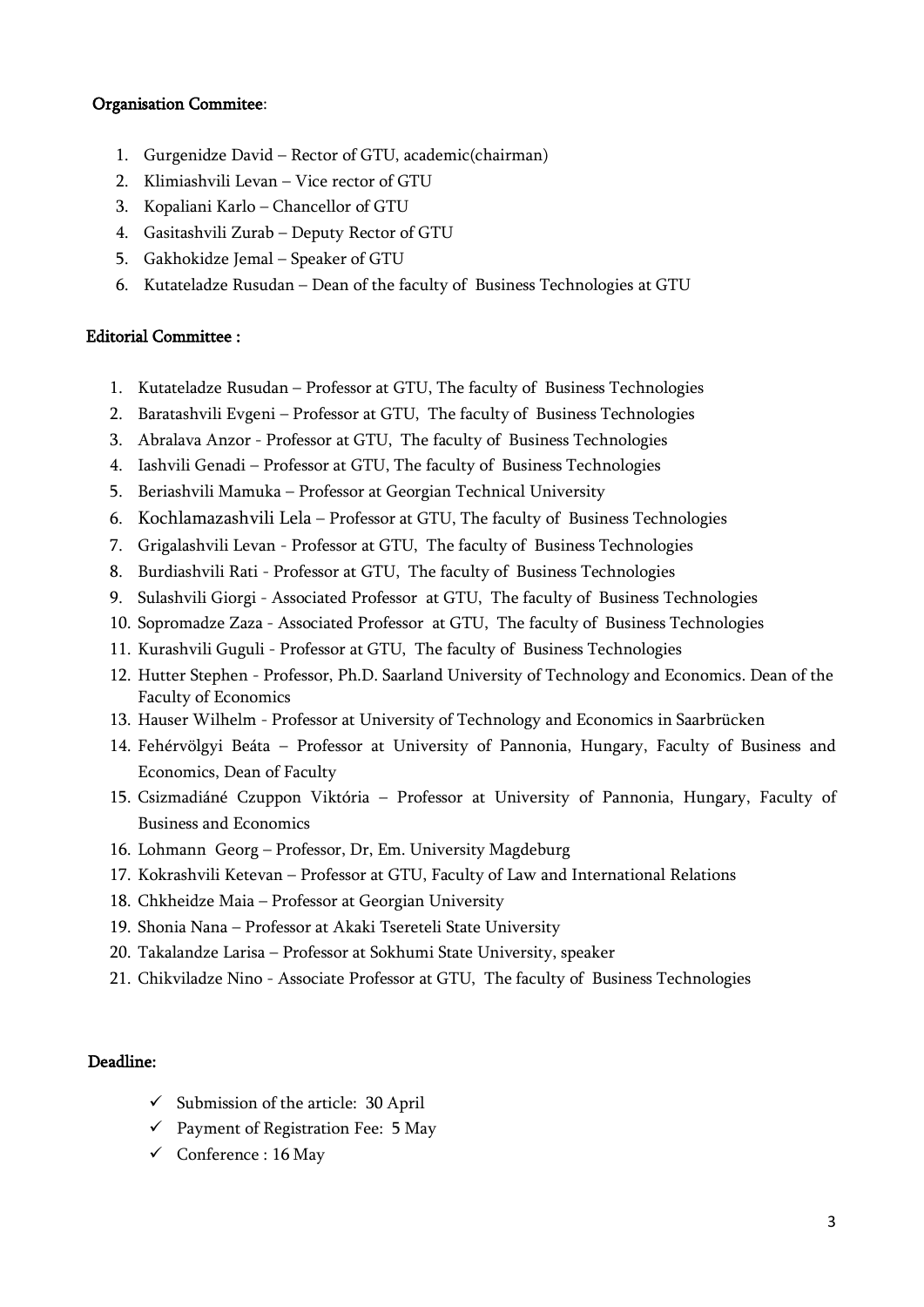**Organisation Commitee**:

1. Gurgenidze David – Rector of GTU, academic(chairman)
2. Klimiashvili Levan – Vice rector of GTU
3. Kopaliani Karlo – Chancellor of GTU
4. Gasitashvili Zurab – Deputy Rector of GTU
5. Gakhokidze Jemal – Speaker of GTU
6. Kutateladze Rusudan – Dean of the faculty of Business Technologies at GTU

**Editorial Committee :**

1. Kutateladze Rusudan – Professor at GTU, The faculty of Business Technologies
2. Baratashvili Evgeni – Professor at GTU, The faculty of Business Technologies
3. Abralava Anzor - Professor at GTU, The faculty of Business Technologies
4. Iashvili Genadi – Professor at GTU, The faculty of Business Technologies
5. Beriashvili Mamuka – Professor at Georgian Technical University
6. Kochlamazashvili Lela – Professor at GTU, The faculty of Business Technologies
7. Grigalashvili Levan - Professor at GTU, The faculty of Business Technologies
8. Burdiashvili Rati - Professor at GTU, The faculty of Business Technologies
9. Sulashvili Giorgi - Associated Professor at GTU, The faculty of Business Technologies
10. Sopromadze Zaza - Associated Professor at GTU, The faculty of Business Technologies
11. Kurashvili Guguli - Professor at GTU, The faculty of Business Technologies
12. Hutter Stephen - Professor, Ph.D. Saarland University of Technology and Economics. Dean of the Faculty of Economics
13. Hauser Wilhelm - Professor at University of Technology and Economics in Saarbrücken
14. Fehérvölgyi Beáta – Professor at University of Pannonia, Hungary, Faculty of Business and Economics, Dean of Faculty
15. Csizmadiáné Czuppon Viktória – Professor at University of Pannonia, Hungary, Faculty of Business and Economics
16. Lohmann Georg – Professor, Dr, Em. University Magdeburg
17. Kokrashvili Ketevan – Professor at GTU, Faculty of Law and International Relations
18. Chkheidze Maia – Professor at Georgian University
19. Shonia Nana – Professor at Akaki Tsereteli State University
20. Takalandze Larisa – Professor at Sokhumi State University, speaker
21. Chikviladze Nino - Associate Professor at GTU, The faculty of Business Technologies

**Deadline:**

- ✓ Submission of the article: 30 April
- ✓ Payment of Registration Fee: 5 May
- ✓ Conference : 16 May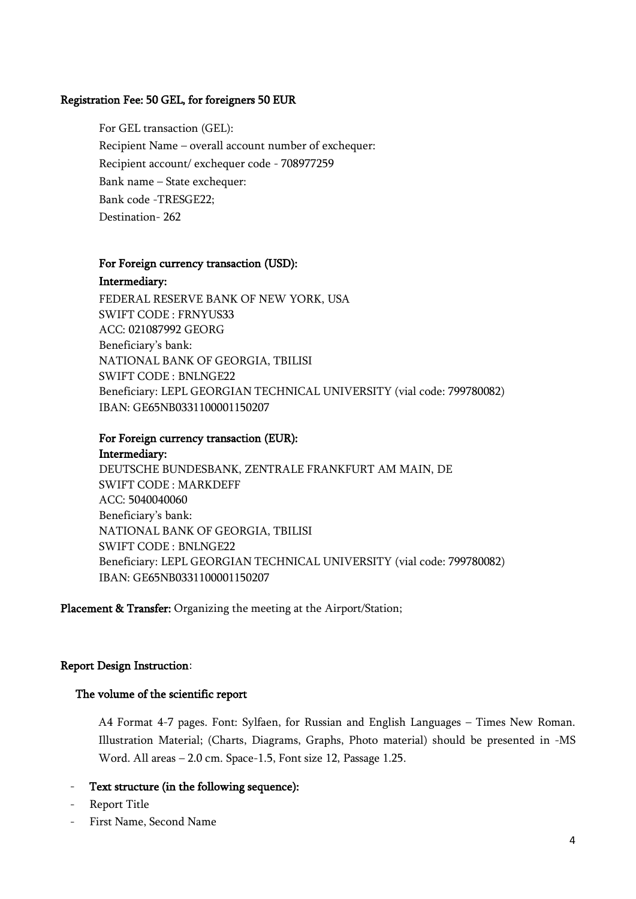**Registration Fee: 50 GEL, for foreigners 50 EUR**

For GEL transaction (GEL):
Recipient Name – overall account number of exchequer:
Recipient account/ exchequer code - 708977259
Bank name – State exchequer:
Bank code -TRESGE22;
Destination- 262

**For Foreign currency transaction (USD):**
**Intermediary:**
FEDERAL RESERVE BANK OF NEW YORK, USA
SWIFT CODE : FRNYUS33
ACC: 021087992 GEORG
Beneficiary's bank:
NATIONAL BANK OF GEORGIA, TBILISI
SWIFT CODE : BNLNGE22
Beneficiary: LEPL GEORGIAN TECHNICAL UNIVERSITY (vial code: 799780082)
IBAN: GE65NB0331100001150207

**For Foreign currency transaction (EUR):**
**Intermediary:**
DEUTSCHE BUNDESBANK, ZENTRALE FRANKFURT AM MAIN, DE
SWIFT CODE : MARKDEFF
ACC: 5040040060
Beneficiary's bank:
NATIONAL BANK OF GEORGIA, TBILISI
SWIFT CODE : BNLNGE22
Beneficiary: LEPL GEORGIAN TECHNICAL UNIVERSITY (vial code: 799780082)
IBAN: GE65NB0331100001150207

**Placement & Transfer:** Organizing the meeting at the Airport/Station;

**Report Design Instruction**:

**The volume of the scientific report**

A4 Format 4-7 pages. Font: Sylfaen, for Russian and English Languages – Times New Roman. Illustration Material; (Charts, Diagrams, Graphs, Photo material) should be presented in -MS Word. All areas – 2.0 cm. Space-1.5, Font size 12, Passage 1.25.

- **Text structure (in the following sequence):**
- Report Title
- First Name, Second Name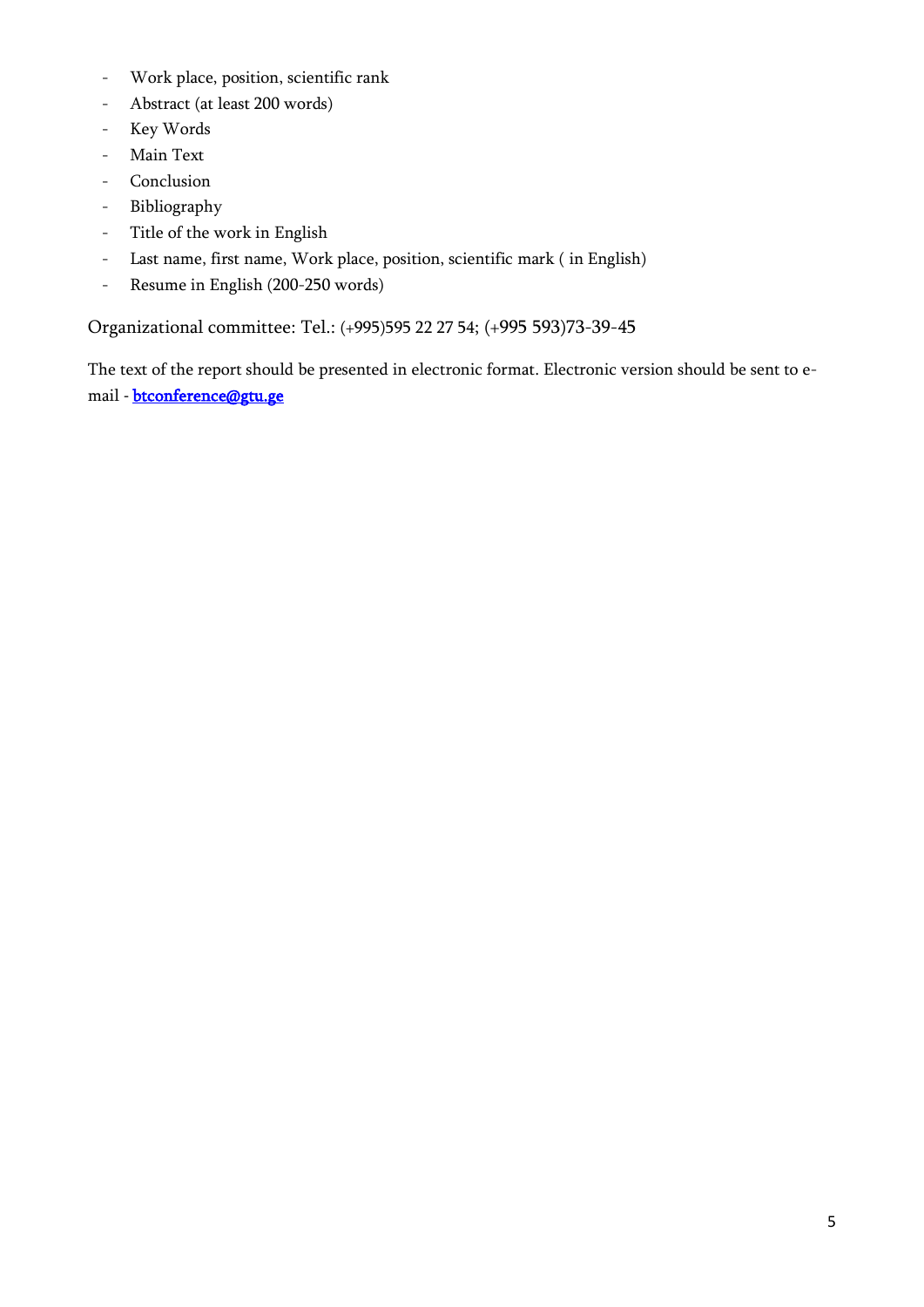- Work place, position, scientific rank
- Abstract (at least 200 words)
- Key Words
- Main Text
- Conclusion
- Bibliography
- Title of the work in English
- Last name, first name, Work place, position, scientific mark ( in English)
- Resume in English (200-250 words)

Organizational committee: Tel.: (+995)595 22 27 54; (+995 593)73-39-45

The text of the report should be presented in electronic format. Electronic version should be sent to e-mail - **btconference@gtu.ge**